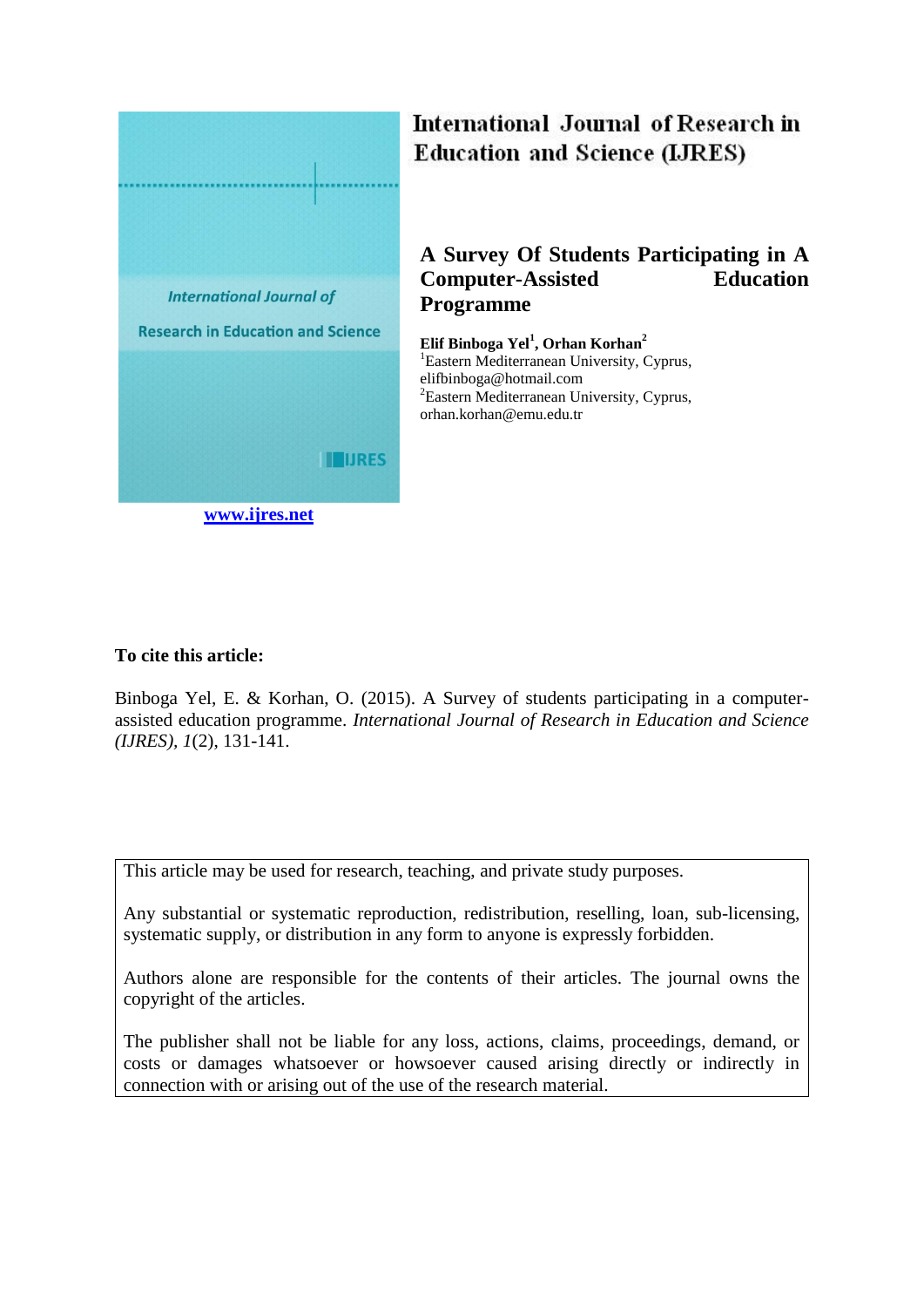International Journal of Research in Education and Science (IJRES)

www.ijres.net

# A Survey Of Students Participating in A Computer-Assisted Education Programme

**Elif Binboga Yel[1], Orhan Korhan[2]**

[1]Eastern Mediterranean University, Cyprus, elifbinboga@hotmail.com

[2]Eastern Mediterranean University, Cyprus, orhan.korhan@emu.edu.tr

**To cite this article:**

Binboga Yel, E. & Korhan, O. (2015). A Survey of students participating in a computer-assisted education programme. *International Journal of Research in Education and Science (IJRES), 1*(2), 131-141.

This article may be used for research, teaching, and private study purposes.

Any substantial or systematic reproduction, redistribution, reselling, loan, sub-licensing, systematic supply, or distribution in any form to anyone is expressly forbidden.

Authors alone are responsible for the contents of their articles. The journal owns the copyright of the articles.

The publisher shall not be liable for any loss, actions, claims, proceedings, demand, or costs or damages whatsoever or howsoever caused arising directly or indirectly in connection with or arising out of the use of the research material.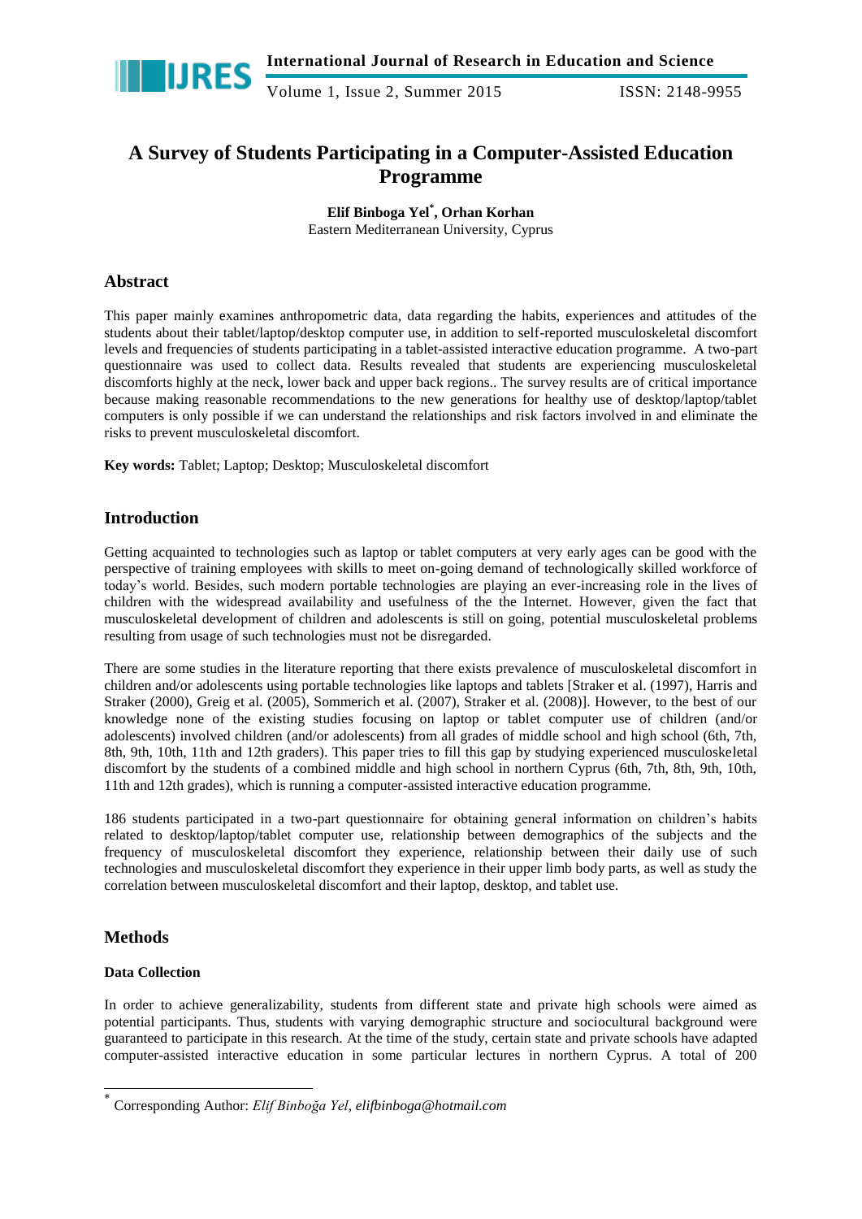# A Survey of Students Participating in a Computer-Assisted Education Programme

**Elif Binboga Yel[*], Orhan Korhan**
Eastern Mediterranean University, Cyprus

## Abstract

This paper mainly examines anthropometric data, data regarding the habits, experiences and attitudes of the students about their tablet/laptop/desktop computer use, in addition to self-reported musculoskeletal discomfort levels and frequencies of students participating in a tablet-assisted interactive education programme. A two-part questionnaire was used to collect data. Results revealed that students are experiencing musculoskeletal discomforts highly at the neck, lower back and upper back regions.. The survey results are of critical importance because making reasonable recommendations to the new generations for healthy use of desktop/laptop/tablet computers is only possible if we can understand the relationships and risk factors involved in and eliminate the risks to prevent musculoskeletal discomfort.

**Key words:** Tablet; Laptop; Desktop; Musculoskeletal discomfort

## Introduction

Getting acquainted to technologies such as laptop or tablet computers at very early ages can be good with the perspective of training employees with skills to meet on-going demand of technologically skilled workforce of today's world. Besides, such modern portable technologies are playing an ever-increasing role in the lives of children with the widespread availability and usefulness of the the Internet. However, given the fact that musculoskeletal development of children and adolescents is still on going, potential musculoskeletal problems resulting from usage of such technologies must not be disregarded.

There are some studies in the literature reporting that there exists prevalence of musculoskeletal discomfort in children and/or adolescents using portable technologies like laptops and tablets [Straker et al. (1997), Harris and Straker (2000), Greig et al. (2005), Sommerich et al. (2007), Straker et al. (2008)]. However, to the best of our knowledge none of the existing studies focusing on laptop or tablet computer use of children (and/or adolescents) involved children (and/or adolescents) from all grades of middle school and high school (6th, 7th, 8th, 9th, 10th, 11th and 12th graders). This paper tries to fill this gap by studying experienced musculoskeletal discomfort by the students of a combined middle and high school in northern Cyprus (6th, 7th, 8th, 9th, 10th, 11th and 12th grades), which is running a computer-assisted interactive education programme.

186 students participated in a two-part questionnaire for obtaining general information on children's habits related to desktop/laptop/tablet computer use, relationship between demographics of the subjects and the frequency of musculoskeletal discomfort they experience, relationship between their daily use of such technologies and musculoskeletal discomfort they experience in their upper limb body parts, as well as study the correlation between musculoskeletal discomfort and their laptop, desktop, and tablet use.

## Methods

### Data Collection

In order to achieve generalizability, students from different state and private high schools were aimed as potential participants. Thus, students with varying demographic structure and sociocultural background were guaranteed to participate in this research. At the time of the study, certain state and private schools have adapted computer-assisted interactive education in some particular lectures in northern Cyprus. A total of 200

[*] Corresponding Author: *Elif Binboğa Yel, elifbinboga@hotmail.com*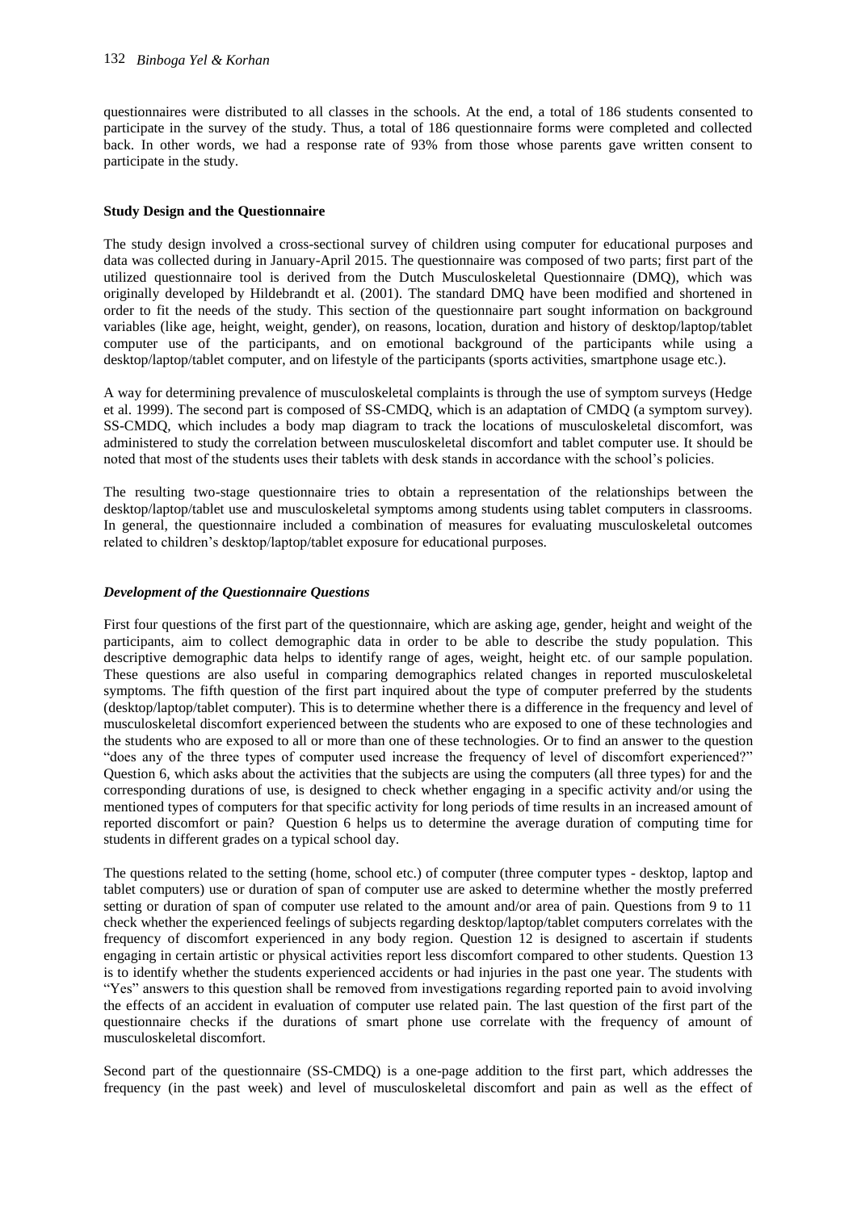questionnaires were distributed to all classes in the schools. At the end, a total of 186 students consented to participate in the survey of the study. Thus, a total of 186 questionnaire forms were completed and collected back. In other words, we had a response rate of 93% from those whose parents gave written consent to participate in the study.

### Study Design and the Questionnaire

The study design involved a cross-sectional survey of children using computer for educational purposes and data was collected during in January-April 2015. The questionnaire was composed of two parts; first part of the utilized questionnaire tool is derived from the Dutch Musculoskeletal Questionnaire (DMQ), which was originally developed by Hildebrandt et al. (2001). The standard DMQ have been modified and shortened in order to fit the needs of the study. This section of the questionnaire part sought information on background variables (like age, height, weight, gender), on reasons, location, duration and history of desktop/laptop/tablet computer use of the participants, and on emotional background of the participants while using a desktop/laptop/tablet computer, and on lifestyle of the participants (sports activities, smartphone usage etc.).

A way for determining prevalence of musculoskeletal complaints is through the use of symptom surveys (Hedge et al. 1999). The second part is composed of SS-CMDQ, which is an adaptation of CMDQ (a symptom survey). SS-CMDQ, which includes a body map diagram to track the locations of musculoskeletal discomfort, was administered to study the correlation between musculoskeletal discomfort and tablet computer use. It should be noted that most of the students uses their tablets with desk stands in accordance with the school's policies.

The resulting two-stage questionnaire tries to obtain a representation of the relationships between the desktop/laptop/tablet use and musculoskeletal symptoms among students using tablet computers in classrooms. In general, the questionnaire included a combination of measures for evaluating musculoskeletal outcomes related to children's desktop/laptop/tablet exposure for educational purposes.

#### *Development of the Questionnaire Questions*

First four questions of the first part of the questionnaire, which are asking age, gender, height and weight of the participants, aim to collect demographic data in order to be able to describe the study population. This descriptive demographic data helps to identify range of ages, weight, height etc. of our sample population. These questions are also useful in comparing demographics related changes in reported musculoskeletal symptoms. The fifth question of the first part inquired about the type of computer preferred by the students (desktop/laptop/tablet computer). This is to determine whether there is a difference in the frequency and level of musculoskeletal discomfort experienced between the students who are exposed to one of these technologies and the students who are exposed to all or more than one of these technologies. Or to find an answer to the question "does any of the three types of computer used increase the frequency of level of discomfort experienced?" Question 6, which asks about the activities that the subjects are using the computers (all three types) for and the corresponding durations of use, is designed to check whether engaging in a specific activity and/or using the mentioned types of computers for that specific activity for long periods of time results in an increased amount of reported discomfort or pain? Question 6 helps us to determine the average duration of computing time for students in different grades on a typical school day.

The questions related to the setting (home, school etc.) of computer (three computer types - desktop, laptop and tablet computers) use or duration of span of computer use are asked to determine whether the mostly preferred setting or duration of span of computer use related to the amount and/or area of pain. Questions from 9 to 11 check whether the experienced feelings of subjects regarding desktop/laptop/tablet computers correlates with the frequency of discomfort experienced in any body region. Question 12 is designed to ascertain if students engaging in certain artistic or physical activities report less discomfort compared to other students. Question 13 is to identify whether the students experienced accidents or had injuries in the past one year. The students with "Yes" answers to this question shall be removed from investigations regarding reported pain to avoid involving the effects of an accident in evaluation of computer use related pain. The last question of the first part of the questionnaire checks if the durations of smart phone use correlate with the frequency of amount of musculoskeletal discomfort.

Second part of the questionnaire (SS-CMDQ) is a one-page addition to the first part, which addresses the frequency (in the past week) and level of musculoskeletal discomfort and pain as well as the effect of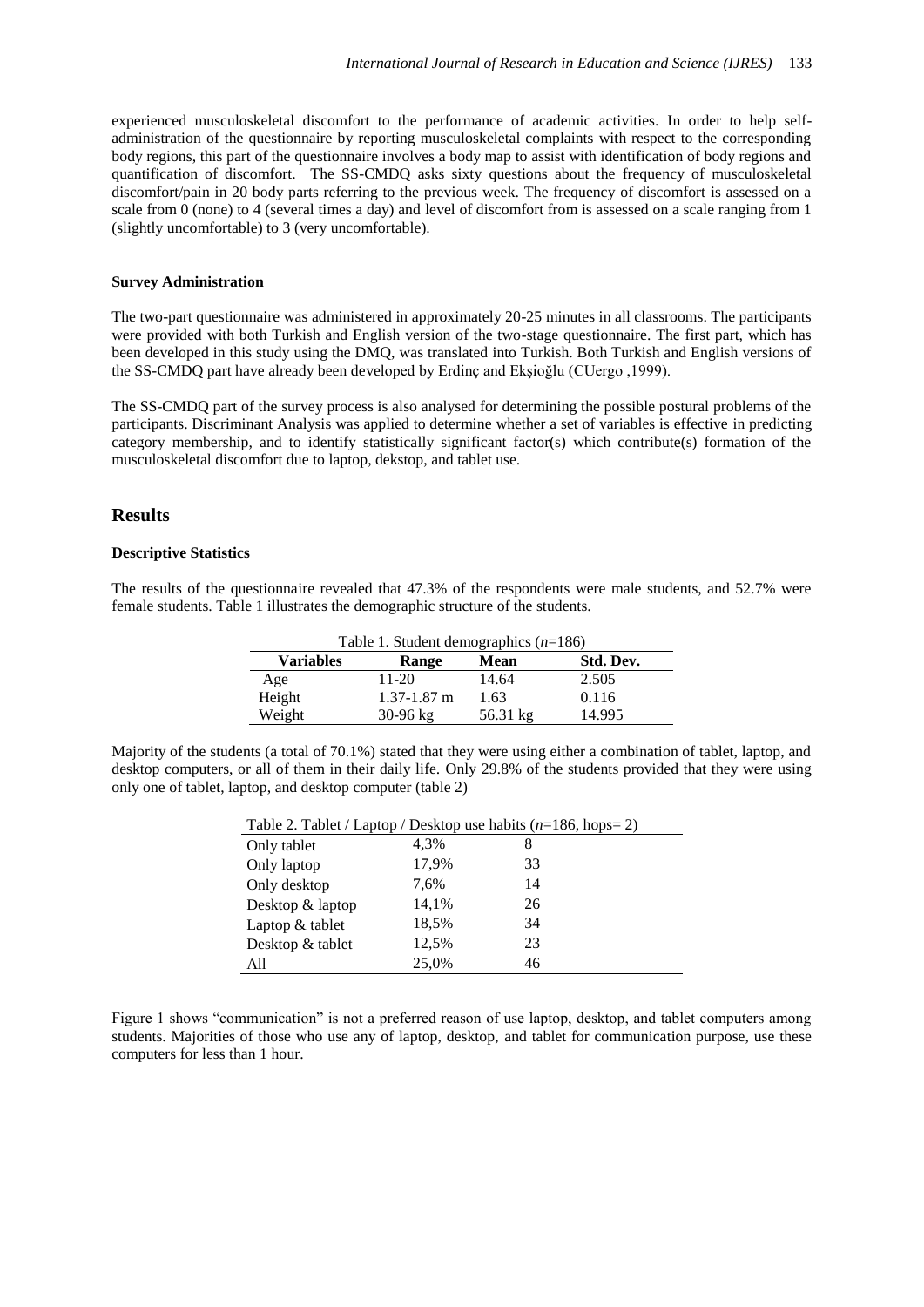experienced musculoskeletal discomfort to the performance of academic activities. In order to help self-administration of the questionnaire by reporting musculoskeletal complaints with respect to the corresponding body regions, this part of the questionnaire involves a body map to assist with identification of body regions and quantification of discomfort. The SS-CMDQ asks sixty questions about the frequency of musculoskeletal discomfort/pain in 20 body parts referring to the previous week. The frequency of discomfort is assessed on a scale from 0 (none) to 4 (several times a day) and level of discomfort from is assessed on a scale ranging from 1 (slightly uncomfortable) to 3 (very uncomfortable).

#### Survey Administration

The two-part questionnaire was administered in approximately 20-25 minutes in all classrooms. The participants were provided with both Turkish and English version of the two-stage questionnaire. The first part, which has been developed in this study using the DMQ, was translated into Turkish. Both Turkish and English versions of the SS-CMDQ part have already been developed by Erdinç and Ekşioğlu (CUergo ,1999).

The SS-CMDQ part of the survey process is also analysed for determining the possible postural problems of the participants. Discriminant Analysis was applied to determine whether a set of variables is effective in predicting category membership, and to identify statistically significant factor(s) which contribute(s) formation of the musculoskeletal discomfort due to laptop, dekstop, and tablet use.

## Results

#### Descriptive Statistics

The results of the questionnaire revealed that 47.3% of the respondents were male students, and 52.7% were female students. Table 1 illustrates the demographic structure of the students.

Table 1. Student demographics (*n*=186)

| Variables | Range | Mean | Std. Dev. |
|---|---|---|---|
| Age | 11-20 | 14.64 | 2.505 |
| Height | 1.37-1.87 m | 1.63 | 0.116 |
| Weight | 30-96 kg | 56.31 kg | 14.995 |

Majority of the students (a total of 70.1%) stated that they were using either a combination of tablet, laptop, and desktop computers, or all of them in their daily life. Only 29.8% of the students provided that they were using only one of tablet, laptop, and desktop computer (table 2)

Table 2. Tablet / Laptop / Desktop use habits (*n*=186, hops= 2)

| | | |
|---|---|---|
| Only tablet | 4,3% | 8 |
| Only laptop | 17,9% | 33 |
| Only desktop | 7,6% | 14 |
| Desktop & laptop | 14,1% | 26 |
| Laptop & tablet | 18,5% | 34 |
| Desktop & tablet | 12,5% | 23 |
| All | 25,0% | 46 |

Figure 1 shows "communication" is not a preferred reason of use laptop, desktop, and tablet computers among students. Majorities of those who use any of laptop, desktop, and tablet for communication purpose, use these computers for less than 1 hour.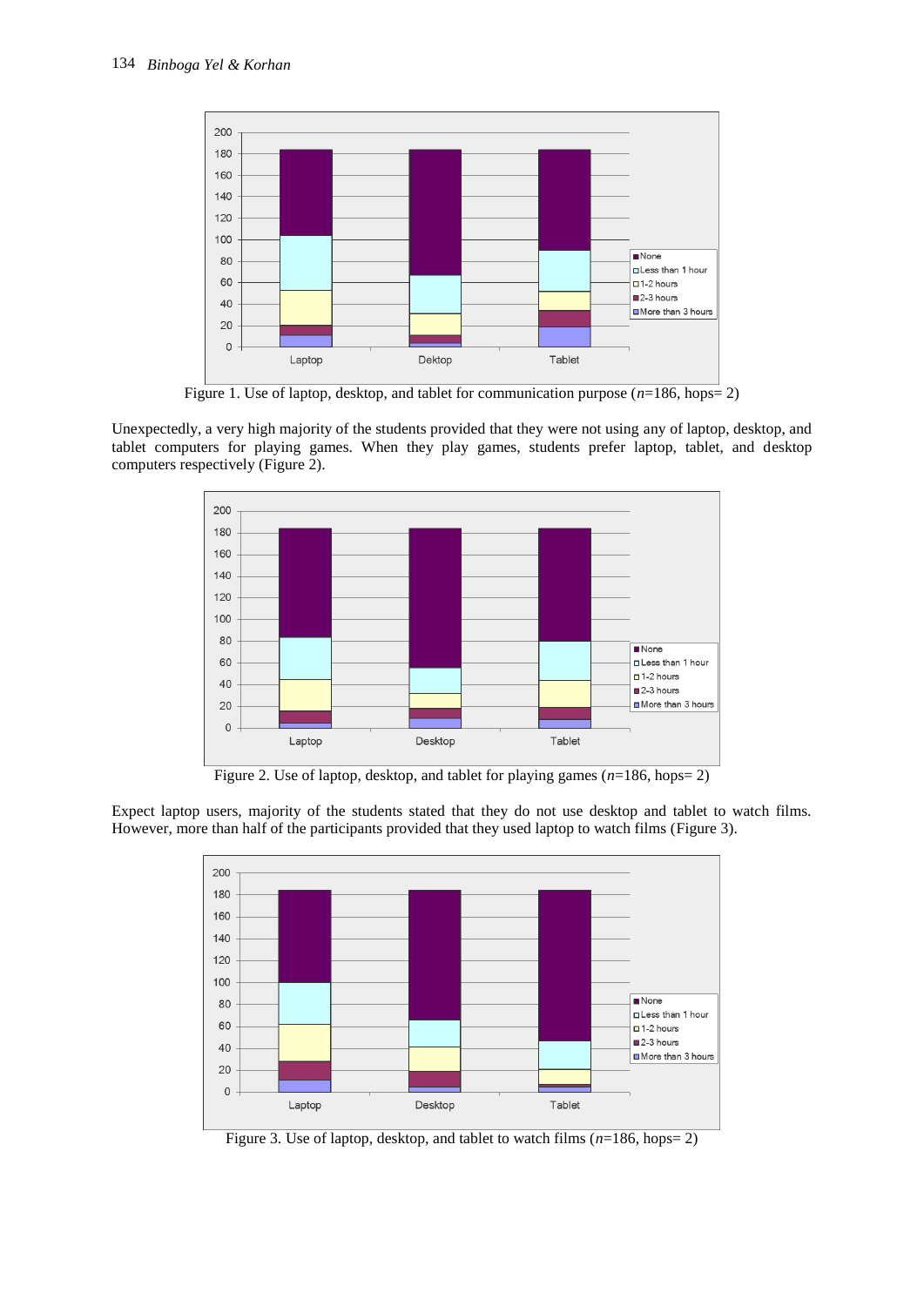Figure 1. Use of laptop, desktop, and tablet for communication purpose (*n*=186, hops= 2)

Unexpectedly, a very high majority of the students provided that they were not using any of laptop, desktop, and tablet computers for playing games. When they play games, students prefer laptop, tablet, and desktop computers respectively (Figure 2).

Figure 2. Use of laptop, desktop, and tablet for playing games (*n*=186, hops= 2)

Expect laptop users, majority of the students stated that they do not use desktop and tablet to watch films. However, more than half of the participants provided that they used laptop to watch films (Figure 3).

Figure 3. Use of laptop, desktop, and tablet to watch films (*n*=186, hops= 2)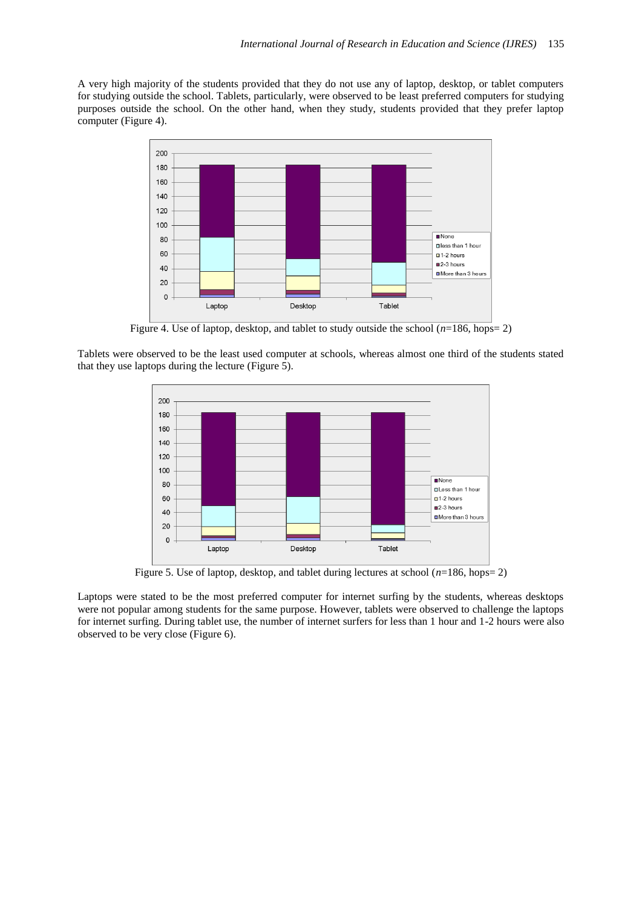A very high majority of the students provided that they do not use any of laptop, desktop, or tablet computers for studying outside the school. Tablets, particularly, were observed to be least preferred computers for studying purposes outside the school. On the other hand, when they study, students provided that they prefer laptop computer (Figure 4).

Figure 4. Use of laptop, desktop, and tablet to study outside the school ($n$=186, hops= 2)

Tablets were observed to be the least used computer at schools, whereas almost one third of the students stated that they use laptops during the lecture (Figure 5).

Figure 5. Use of laptop, desktop, and tablet during lectures at school ($n$=186, hops= 2)

Laptops were stated to be the most preferred computer for internet surfing by the students, whereas desktops were not popular among students for the same purpose. However, tablets were observed to challenge the laptops for internet surfing. During tablet use, the number of internet surfers for less than 1 hour and 1-2 hours were also observed to be very close (Figure 6).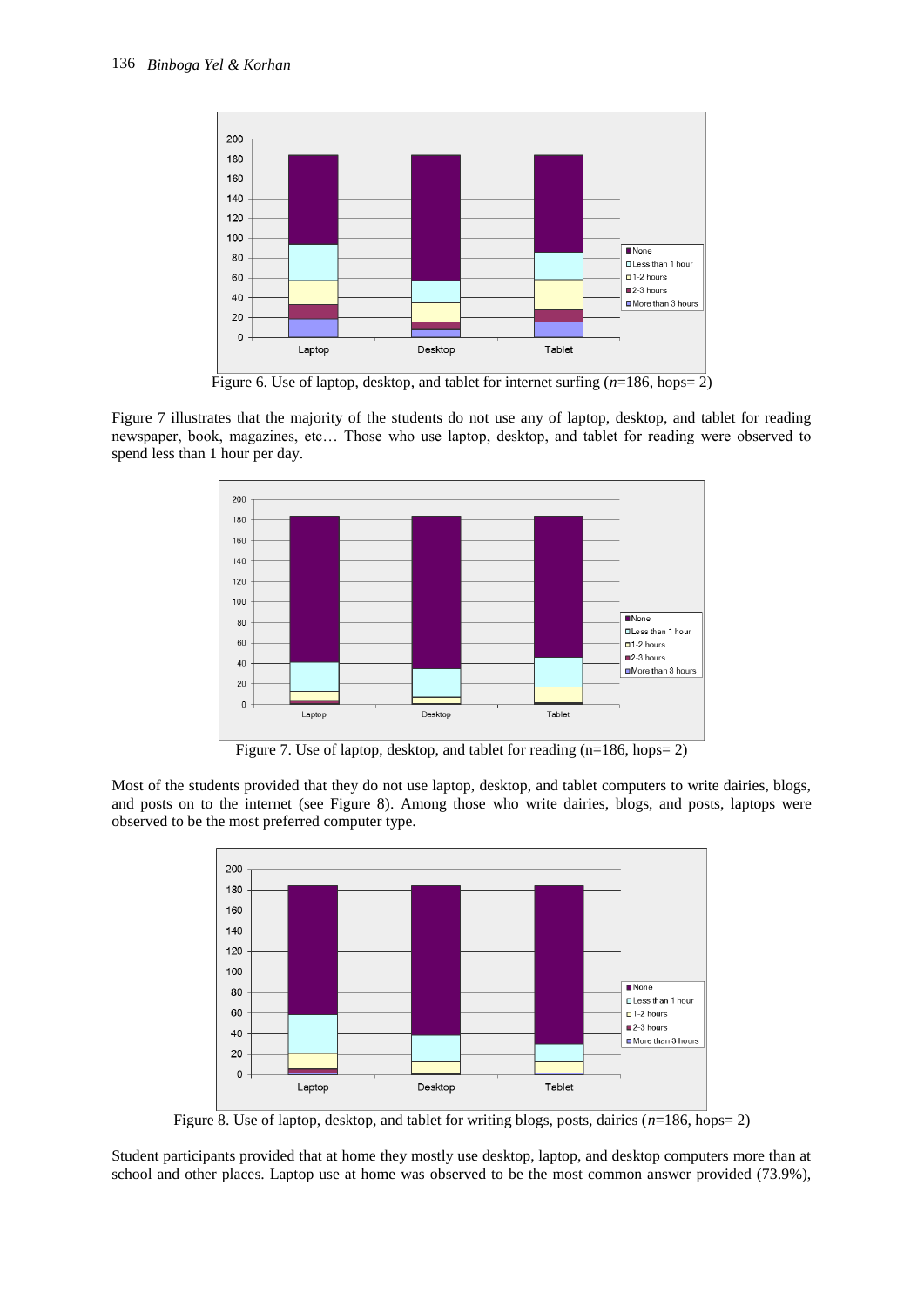Figure 6. Use of laptop, desktop, and tablet for internet surfing (*n*=186, hops= 2)

Figure 7 illustrates that the majority of the students do not use any of laptop, desktop, and tablet for reading newspaper, book, magazines, etc… Those who use laptop, desktop, and tablet for reading were observed to spend less than 1 hour per day.

Figure 7. Use of laptop, desktop, and tablet for reading (n=186, hops= 2)

Most of the students provided that they do not use laptop, desktop, and tablet computers to write dairies, blogs, and posts on to the internet (see Figure 8). Among those who write dairies, blogs, and posts, laptops were observed to be the most preferred computer type.

Figure 8. Use of laptop, desktop, and tablet for writing blogs, posts, dairies (*n*=186, hops= 2)

Student participants provided that at home they mostly use desktop, laptop, and desktop computers more than at school and other places. Laptop use at home was observed to be the most common answer provided (73.9%),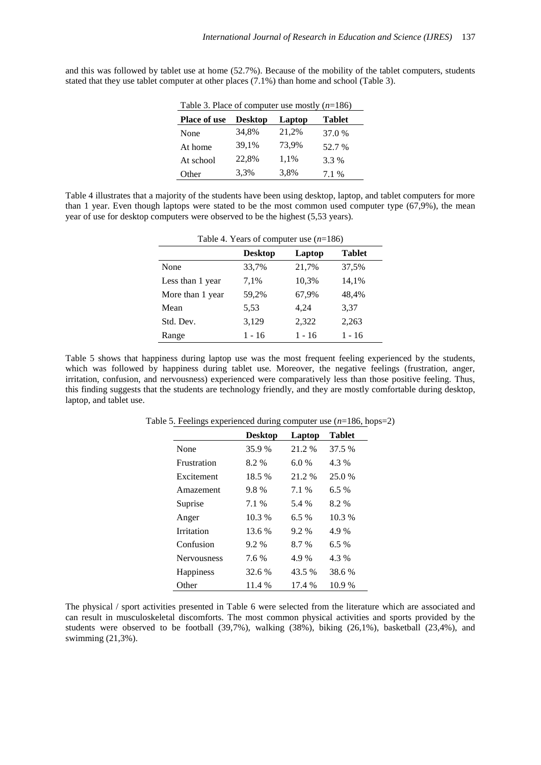and this was followed by tablet use at home (52.7%). Because of the mobility of the tablet computers, students stated that they use tablet computer at other places (7.1%) than home and school (Table 3).

Table 3. Place of computer use mostly ($n$=186)

| Place of use | Desktop | Laptop | Tablet |
|---|---|---|---|
| None | 34,8% | 21,2% | 37.0 % |
| At home | 39,1% | 73,9% | 52.7 % |
| At school | 22,8% | 1,1% | 3.3 % |
| Other | 3,3% | 3,8% | 7.1 % |

Table 4 illustrates that a majority of the students have been using desktop, laptop, and tablet computers for more than 1 year. Even though laptops were stated to be the most common used computer type (67,9%), the mean year of use for desktop computers were observed to be the highest (5,53 years).

Table 4. Years of computer use ($n$=186)

| | Desktop | Laptop | Tablet |
|---|---|---|---|
| None | 33,7% | 21,7% | 37,5% |
| Less than 1 year | 7,1% | 10,3% | 14,1% |
| More than 1 year | 59,2% | 67,9% | 48,4% |
| Mean | 5,53 | 4,24 | 3,37 |
| Std. Dev. | 3,129 | 2,322 | 2,263 |
| Range | 1 - 16 | 1 - 16 | 1 - 16 |

Table 5 shows that happiness during laptop use was the most frequent feeling experienced by the students, which was followed by happiness during tablet use. Moreover, the negative feelings (frustration, anger, irritation, confusion, and nervousness) experienced were comparatively less than those positive feeling. Thus, this finding suggests that the students are technology friendly, and they are mostly comfortable during desktop, laptop, and tablet use.

Table 5. Feelings experienced during computer use ($n$=186, hops=2)

| | Desktop | Laptop | Tablet |
|---|---|---|---|
| None | 35.9 % | 21.2 % | 37.5 % |
| Frustration | 8.2 % | 6.0 % | 4.3 % |
| Excitement | 18.5 % | 21.2 % | 25.0 % |
| Amazement | 9.8 % | 7.1 % | 6.5 % |
| Suprise | 7.1 % | 5.4 % | 8.2 % |
| Anger | 10.3 % | 6.5 % | 10.3 % |
| Irritation | 13.6 % | 9.2 % | 4.9 % |
| Confusion | 9.2 % | 8.7 % | 6.5 % |
| Nervousness | 7.6 % | 4.9 % | 4.3 % |
| Happiness | 32.6 % | 43.5 % | 38.6 % |
| Other | 11.4 % | 17.4 % | 10.9 % |

The physical / sport activities presented in Table 6 were selected from the literature which are associated and can result in musculoskeletal discomforts. The most common physical activities and sports provided by the students were observed to be football (39,7%), walking (38%), biking (26,1%), basketball (23,4%), and swimming (21,3%).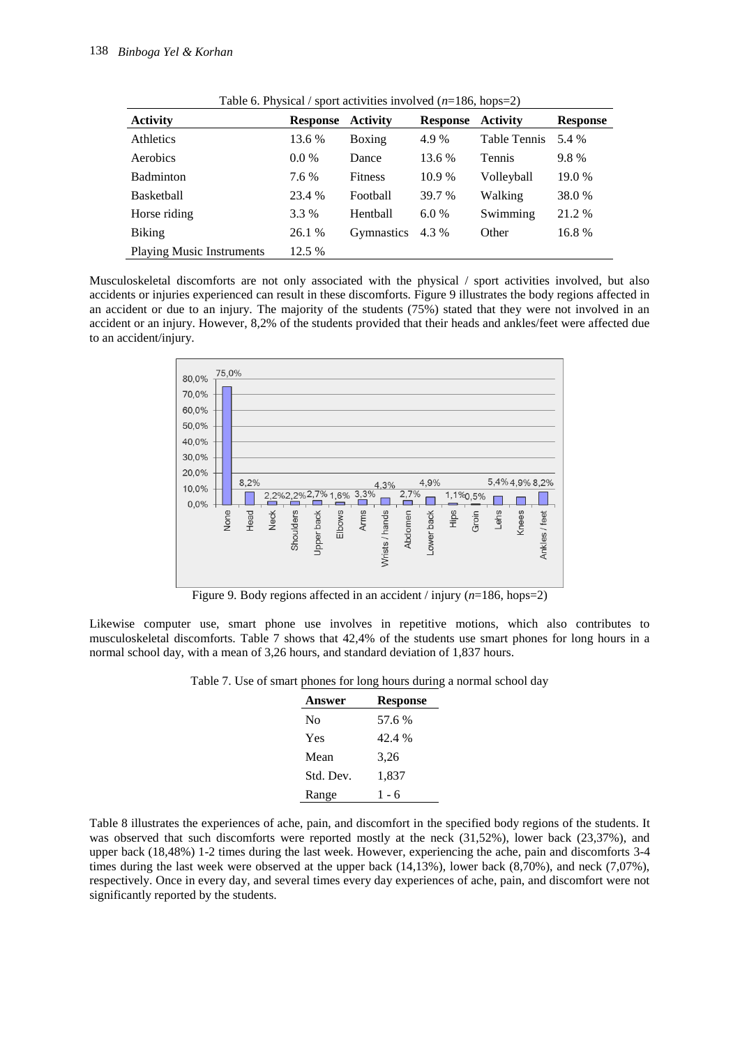Table 6. Physical / sport activities involved ($n$=186, hops=2)

| Activity | Response | Activity | Response | Activity | Response |
|---|---|---|---|---|---|
| Athletics | 13.6 % | Boxing | 4.9 % | Table Tennis | 5.4 % |
| Aerobics | 0.0 % | Dance | 13.6 % | Tennis | 9.8 % |
| Badminton | 7.6 % | Fitness | 10.9 % | Volleyball | 19.0 % |
| Basketball | 23.4 % | Football | 39.7 % | Walking | 38.0 % |
| Horse riding | 3.3 % | Hentball | 6.0 % | Swimming | 21.2 % |
| Biking | 26.1 % | Gymnastics | 4.3 % | Other | 16.8 % |
| Playing Music Instruments | 12.5 % | | | | |

Musculoskeletal discomforts are not only associated with the physical / sport activities involved, but also accidents or injuries experienced can result in these discomforts. Figure 9 illustrates the body regions affected in an accident or due to an injury. The majority of the students (75%) stated that they were not involved in an accident or an injury. However, 8,2% of the students provided that their heads and ankles/feet were affected due to an accident/injury.

Figure 9. Body regions affected in an accident / injury ($n$=186, hops=2)

Likewise computer use, smart phone use involves in repetitive motions, which also contributes to musculoskeletal discomforts. Table 7 shows that 42,4% of the students use smart phones for long hours in a normal school day, with a mean of 3,26 hours, and standard deviation of 1,837 hours.

Table 7. Use of smart phones for long hours during a normal school day

| Answer | Response |
|---|---|
| No | 57.6 % |
| Yes | 42.4 % |
| Mean | 3,26 |
| Std. Dev. | 1,837 |
| Range | 1 - 6 |

Table 8 illustrates the experiences of ache, pain, and discomfort in the specified body regions of the students. It was observed that such discomforts were reported mostly at the neck (31,52%), lower back (23,37%), and upper back (18,48%) 1-2 times during the last week. However, experiencing the ache, pain and discomforts 3-4 times during the last week were observed at the upper back (14,13%), lower back (8,70%), and neck (7,07%), respectively. Once in every day, and several times every day experiences of ache, pain, and discomfort were not significantly reported by the students.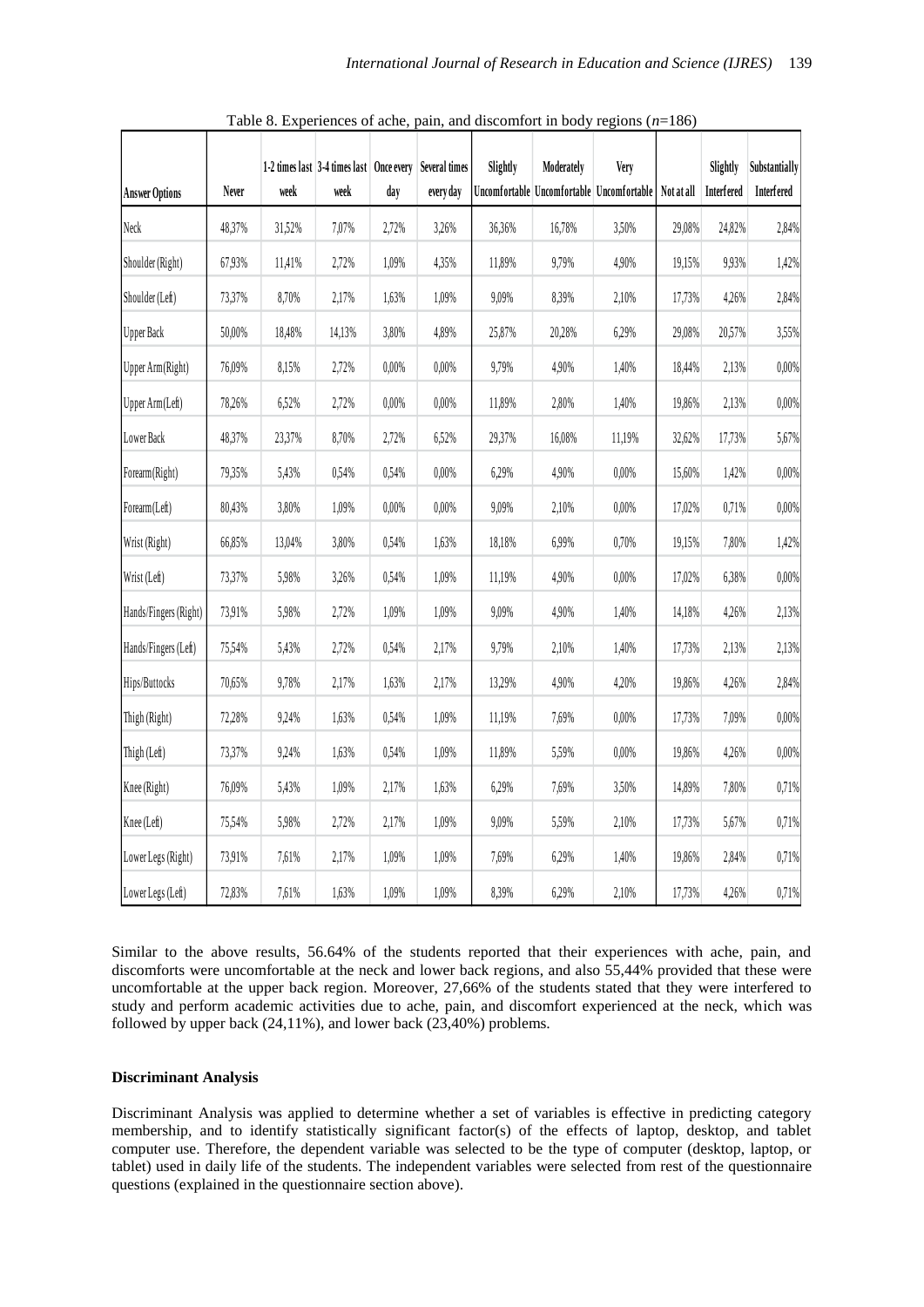Table 8. Experiences of ache, pain, and discomfort in body regions ($n$=186)

| Answer Options | Never | 1-2 times last week | 3-4 times last week | Once every day | Several times every day | Slightly Uncomfortable | Moderately Uncomfortable | Very Uncomfortable | Not at all | Slightly Interfered | Substantially Interfered |
|---|---|---|---|---|---|---|---|---|---|---|---|
| Neck | 48,37% | 31,52% | 7,07% | 2,72% | 3,26% | 36,36% | 16,78% | 3,50% | 29,08% | 24,82% | 2,84% |
| Shoulder (Right) | 67,93% | 11,41% | 2,72% | 1,09% | 4,35% | 11,89% | 9,79% | 4,90% | 19,15% | 9,93% | 1,42% |
| Shoulder (Left) | 73,37% | 8,70% | 2,17% | 1,63% | 1,09% | 9,09% | 8,39% | 2,10% | 17,73% | 4,26% | 2,84% |
| Upper Back | 50,00% | 18,48% | 14,13% | 3,80% | 4,89% | 25,87% | 20,28% | 6,29% | 29,08% | 20,57% | 3,55% |
| Upper Arm (Right) | 76,09% | 8,15% | 2,72% | 0,00% | 0,00% | 9,79% | 4,90% | 1,40% | 18,44% | 2,13% | 0,00% |
| Upper Arm (Left) | 78,26% | 6,52% | 2,72% | 0,00% | 0,00% | 11,89% | 2,80% | 1,40% | 19,86% | 2,13% | 0,00% |
| Lower Back | 48,37% | 23,37% | 8,70% | 2,72% | 6,52% | 29,37% | 16,08% | 11,19% | 32,62% | 17,73% | 5,67% |
| Forearm (Right) | 79,35% | 5,43% | 0,54% | 0,54% | 0,00% | 6,29% | 4,90% | 0,00% | 15,60% | 1,42% | 0,00% |
| Forearm (Left) | 80,43% | 3,80% | 1,09% | 0,00% | 0,00% | 9,09% | 2,10% | 0,00% | 17,02% | 0,71% | 0,00% |
| Wrist (Right) | 66,85% | 13,04% | 3,80% | 0,54% | 1,63% | 18,18% | 6,99% | 0,70% | 19,15% | 7,80% | 1,42% |
| Wrist (Left) | 73,37% | 5,98% | 3,26% | 0,54% | 1,09% | 11,19% | 4,90% | 0,00% | 17,02% | 6,38% | 0,00% |
| Hands/Fingers (Right) | 73,91% | 5,98% | 2,72% | 1,09% | 1,09% | 9,09% | 4,90% | 1,40% | 14,18% | 4,26% | 2,13% |
| Hands/Fingers (Left) | 75,54% | 5,43% | 2,72% | 0,54% | 2,17% | 9,79% | 2,10% | 1,40% | 17,73% | 2,13% | 2,13% |
| Hips/Buttocks | 70,65% | 9,78% | 2,17% | 1,63% | 2,17% | 13,29% | 4,90% | 4,20% | 19,86% | 4,26% | 2,84% |
| Thigh (Right) | 72,28% | 9,24% | 1,63% | 0,54% | 1,09% | 11,19% | 7,69% | 0,00% | 17,73% | 7,09% | 0,00% |
| Thigh (Left) | 73,37% | 9,24% | 1,63% | 0,54% | 1,09% | 11,89% | 5,59% | 0,00% | 19,86% | 4,26% | 0,00% |
| Knee (Right) | 76,09% | 5,43% | 1,09% | 2,17% | 1,63% | 6,29% | 7,69% | 3,50% | 14,89% | 7,80% | 0,71% |
| Knee (Left) | 75,54% | 5,98% | 2,72% | 2,17% | 1,09% | 9,09% | 5,59% | 2,10% | 17,73% | 5,67% | 0,71% |
| Lower Legs (Right) | 73,91% | 7,61% | 2,17% | 1,09% | 1,09% | 7,69% | 6,29% | 1,40% | 19,86% | 2,84% | 0,71% |
| Lower Legs (Left) | 72,83% | 7,61% | 1,63% | 1,09% | 1,09% | 8,39% | 6,29% | 2,10% | 17,73% | 4,26% | 0,71% |

Similar to the above results, 56.64% of the students reported that their experiences with ache, pain, and discomforts were uncomfortable at the neck and lower back regions, and also 55,44% provided that these were uncomfortable at the upper back region. Moreover, 27,66% of the students stated that they were interfered to study and perform academic activities due to ache, pain, and discomfort experienced at the neck, which was followed by upper back (24,11%), and lower back (23,40%) problems.

**Discriminant Analysis**

Discriminant Analysis was applied to determine whether a set of variables is effective in predicting category membership, and to identify statistically significant factor(s) of the effects of laptop, desktop, and tablet computer use. Therefore, the dependent variable was selected to be the type of computer (desktop, laptop, or tablet) used in daily life of the students. The independent variables were selected from rest of the questionnaire questions (explained in the questionnaire section above).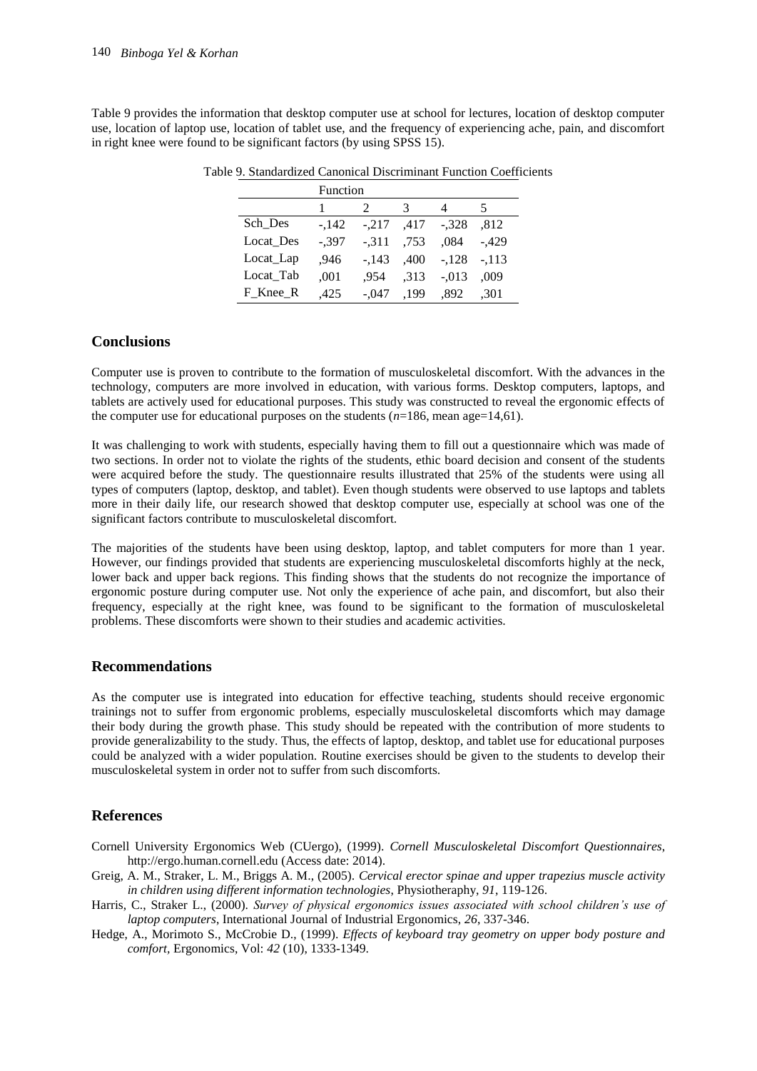Table 9 provides the information that desktop computer use at school for lectures, location of desktop computer use, location of laptop use, location of tablet use, and the frequency of experiencing ache, pain, and discomfort in right knee were found to be significant factors (by using SPSS 15).

Table 9. Standardized Canonical Discriminant Function Coefficients

| | Function | | | | |
|---|---|---|---|---|---|
| | 1 | 2 | 3 | 4 | 5 |
| Sch_Des | -,142 | -,217 | ,417 | -,328 | ,812 |
| Locat_Des | -,397 | -,311 | ,753 | ,084 | -,429 |
| Locat_Lap | ,946 | -,143 | ,400 | -,128 | -,113 |
| Locat_Tab | ,001 | ,954 | ,313 | -,013 | ,009 |
| F_Knee_R | ,425 | -,047 | ,199 | ,892 | ,301 |

## Conclusions

Computer use is proven to contribute to the formation of musculoskeletal discomfort. With the advances in the technology, computers are more involved in education, with various forms. Desktop computers, laptops, and tablets are actively used for educational purposes. This study was constructed to reveal the ergonomic effects of the computer use for educational purposes on the students ($n$=186, mean age=14,61).

It was challenging to work with students, especially having them to fill out a questionnaire which was made of two sections. In order not to violate the rights of the students, ethic board decision and consent of the students were acquired before the study. The questionnaire results illustrated that 25% of the students were using all types of computers (laptop, desktop, and tablet). Even though students were observed to use laptops and tablets more in their daily life, our research showed that desktop computer use, especially at school was one of the significant factors contribute to musculoskeletal discomfort.

The majorities of the students have been using desktop, laptop, and tablet computers for more than 1 year. However, our findings provided that students are experiencing musculoskeletal discomforts highly at the neck, lower back and upper back regions. This finding shows that the students do not recognize the importance of ergonomic posture during computer use. Not only the experience of ache pain, and discomfort, but also their frequency, especially at the right knee, was found to be significant to the formation of musculoskeletal problems. These discomforts were shown to their studies and academic activities.

## Recommendations

As the computer use is integrated into education for effective teaching, students should receive ergonomic trainings not to suffer from ergonomic problems, especially musculoskeletal discomforts which may damage their body during the growth phase. This study should be repeated with the contribution of more students to provide generalizability to the study. Thus, the effects of laptop, desktop, and tablet use for educational purposes could be analyzed with a wider population. Routine exercises should be given to the students to develop their musculoskeletal system in order not to suffer from such discomforts.

## References

Cornell University Ergonomics Web (CUergo), (1999). *Cornell Musculoskeletal Discomfort Questionnaires*, http://ergo.human.cornell.edu (Access date: 2014).

Greig, A. M., Straker, L. M., Briggs A. M., (2005). *Cervical erector spinae and upper trapezius muscle activity in children using different information technologies*, Physiotheraphy, *91*, 119-126.

Harris, C., Straker L., (2000). *Survey of physical ergonomics issues associated with school children's use of laptop computers*, International Journal of Industrial Ergonomics, *26*, 337-346.

Hedge, A., Morimoto S., McCrobie D., (1999). *Effects of keyboard tray geometry on upper body posture and comfort*, Ergonomics, Vol: *42* (10), 1333-1349.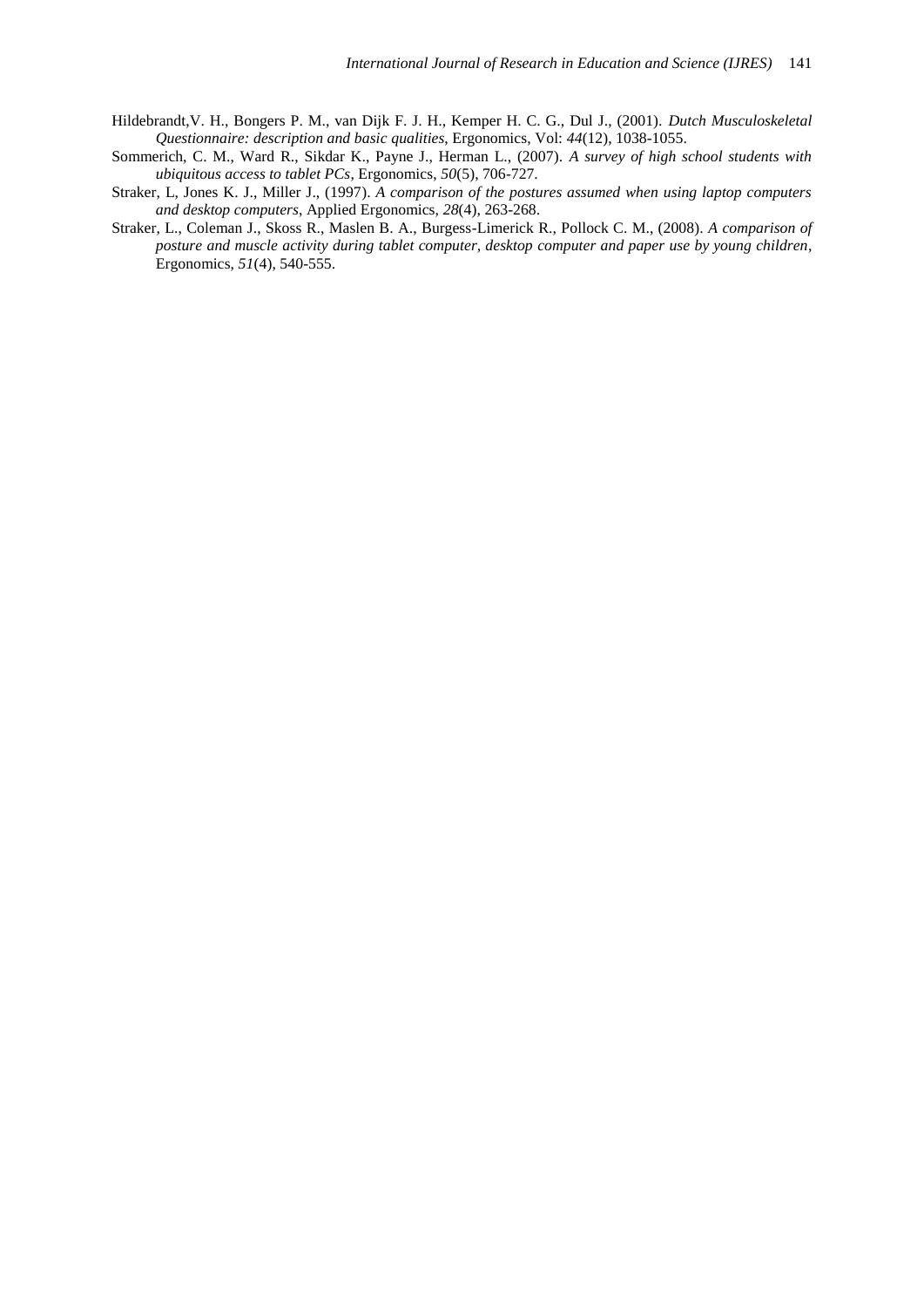Hildebrandt,V. H., Bongers P. M., van Dijk F. J. H., Kemper H. C. G., Dul J., (2001). *Dutch Musculoskeletal Questionnaire: description and basic qualities*, Ergonomics, Vol: *44*(12), 1038-1055.

Sommerich, C. M., Ward R., Sikdar K., Payne J., Herman L., (2007). *A survey of high school students with ubiquitous access to tablet PCs*, Ergonomics, *50*(5), 706-727.

Straker, L, Jones K. J., Miller J., (1997). *A comparison of the postures assumed when using laptop computers and desktop computers*, Applied Ergonomics, *28*(4), 263-268.

Straker, L., Coleman J., Skoss R., Maslen B. A., Burgess-Limerick R., Pollock C. M., (2008). *A comparison of posture and muscle activity during tablet computer, desktop computer and paper use by young children*, Ergonomics, *51*(4), 540-555.